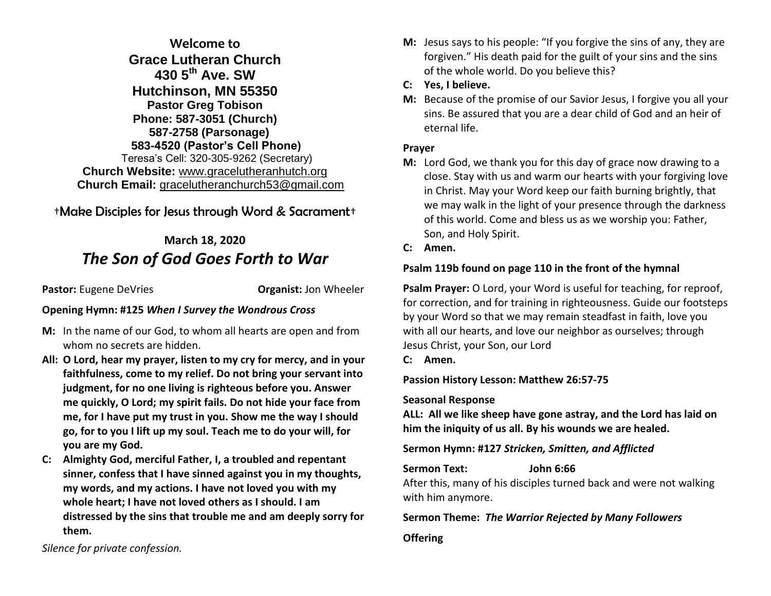**Welcome to**

**Grace Lutheran Church**

**430 5th Ave. SW**

**Hutchinson, MN 55350**

**Pastor Greg Tobison**

**Phone: 587-3051 (Church)**

**587-2758 (Parsonage)**

**583-4520 (Pastor's Cell Phone)**

Teresa's Cell: 320-305-9262 (Secretary)

**Church Website:** www.gracelutheranhutch.org

**Church Email:** gracelutheranchurch53@gmail.com

†Make Disciples for Jesus through Word & Sacrament†

**March 18, 2020**

# *The Son of God Goes Forth to War*

**Pastor:** Eugene DeVries **Organist:** Jon Wheeler

**Opening Hymn: #125** ***When I Survey the Wondrous Cross***

**M:** In the name of our God, to whom all hearts are open and from whom no secrets are hidden.

**All: O Lord, hear my prayer, listen to my cry for mercy, and in your faithfulness, come to my relief. Do not bring your servant into judgment, for no one living is righteous before you. Answer me quickly, O Lord; my spirit fails. Do not hide your face from me, for I have put my trust in you. Show me the way I should go, for to you I lift up my soul. Teach me to do your will, for you are my God.**

**C: Almighty God, merciful Father, I, a troubled and repentant sinner, confess that I have sinned against you in my thoughts, my words, and my actions. I have not loved you with my whole heart; I have not loved others as I should. I am distressed by the sins that trouble me and am deeply sorry for them.**

*Silence for private confession.*

**M:** Jesus says to his people: "If you forgive the sins of any, they are forgiven." His death paid for the guilt of your sins and the sins of the whole world. Do you believe this?

**C: Yes, I believe.**

**M:** Because of the promise of our Savior Jesus, I forgive you all your sins. Be assured that you are a dear child of God and an heir of eternal life.

**Prayer**

**M:** Lord God, we thank you for this day of grace now drawing to a close. Stay with us and warm our hearts with your forgiving love in Christ. May your Word keep our faith burning brightly, that we may walk in the light of your presence through the darkness of this world. Come and bless us as we worship you: Father, Son, and Holy Spirit.

**C: Amen.**

**Psalm 119b found on page 110 in the front of the hymnal**

**Psalm Prayer:** O Lord, your Word is useful for teaching, for reproof, for correction, and for training in righteousness. Guide our footsteps by your Word so that we may remain steadfast in faith, love you with all our hearts, and love our neighbor as ourselves; through Jesus Christ, your Son, our Lord

**C: Amen.**

**Passion History Lesson: Matthew 26:57-75**

**Seasonal Response**

**ALL: All we like sheep have gone astray, and the Lord has laid on him the iniquity of us all. By his wounds we are healed.**

**Sermon Hymn: #127** ***Stricken, Smitten, and Afflicted***

**Sermon Text: John 6:66**

After this, many of his disciples turned back and were not walking with him anymore.

**Sermon Theme:** ***The Warrior Rejected by Many Followers***

**Offering**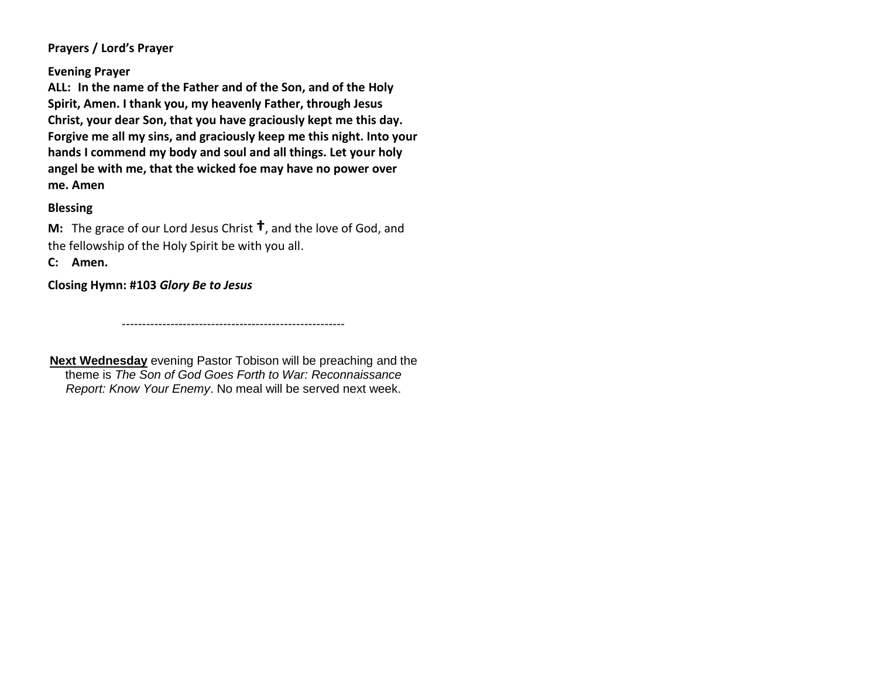**Prayers / Lord's Prayer**

**Evening Prayer**

**ALL: In the name of the Father and of the Son, and of the Holy Spirit, Amen. I thank you, my heavenly Father, through Jesus Christ, your dear Son, that you have graciously kept me this day. Forgive me all my sins, and graciously keep me this night. Into your hands I commend my body and soul and all things. Let your holy angel be with me, that the wicked foe may have no power over me. Amen**

**Blessing**

**M:** The grace of our Lord Jesus Christ ✝, and the love of God, and the fellowship of the Holy Spirit be with you all.

**C: Amen.**

**Closing Hymn: #103** ***Glory Be to Jesus***

-------------------------------------------------------

**Next Wednesday** evening Pastor Tobison will be preaching and the theme is *The Son of God Goes Forth to War: Reconnaissance Report: Know Your Enemy*. No meal will be served next week.